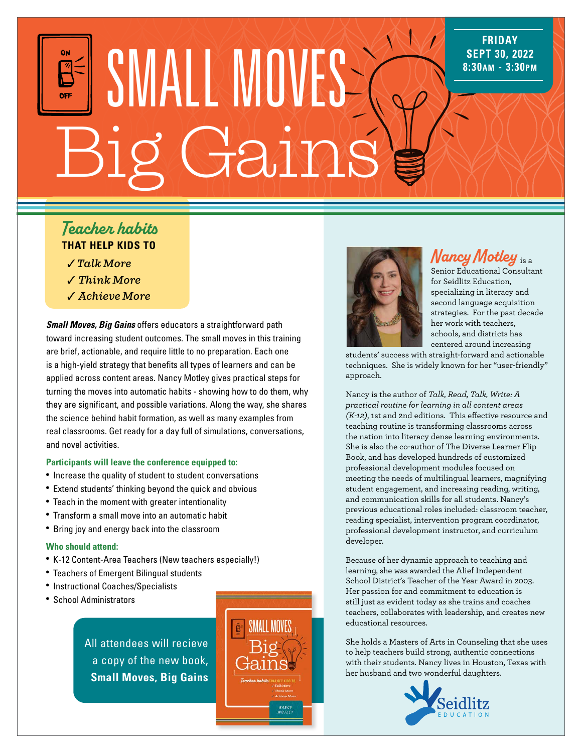# SMALL MOVES Big Gains

**FRIDAY**
**SEPT 30, 2022**
**8:30AM - 3:30PM**

## Teacher habits THAT HELP KIDS TO

- ✓ *Talk More*
- ✓ *Think More*
- ✓ *Achieve More*

***Small Moves, Big Gains*** offers educators a straightforward path toward increasing student outcomes. The small moves in this training are brief, actionable, and require little to no preparation. Each one is a high-yield strategy that benefits all types of learners and can be applied across content areas. Nancy Motley gives practical steps for turning the moves into automatic habits - showing how to do them, why they are significant, and possible variations. Along the way, she shares the science behind habit formation, as well as many examples from real classrooms. Get ready for a day full of simulations, conversations, and novel activities.

**Participants will leave the conference equipped to:**

- Increase the quality of student to student conversations
- Extend students' thinking beyond the quick and obvious
- Teach in the moment with greater intentionality
- Transform a small move into an automatic habit
- Bring joy and energy back into the classroom

**Who should attend:**

- K-12 Content-Area Teachers (New teachers especially!)
- Teachers of Emergent Bilingual students
- Instructional Coaches/Specialists
- School Administrators

All attendees will recieve a copy of the new book, **Small Moves, Big Gains**

**Nancy Motley** is a Senior Educational Consultant for Seidlitz Education, specializing in literacy and second language acquisition strategies. For the past decade her work with teachers, schools, and districts has centered around increasing students' success with straight-forward and actionable techniques. She is widely known for her "user-friendly" approach.

Nancy is the author of *Talk, Read, Talk, Write: A practical routine for learning in all content areas (K-12)*, 1st and 2nd editions. This effective resource and teaching routine is transforming classrooms across the nation into literacy dense learning environments. She is also the co-author of The Diverse Learner Flip Book, and has developed hundreds of customized professional development modules focused on meeting the needs of multilingual learners, magnifying student engagement, and increasing reading, writing, and communication skills for all students. Nancy's previous educational roles included: classroom teacher, reading specialist, intervention program coordinator, professional development instructor, and curriculum developer.

Because of her dynamic approach to teaching and learning, she was awarded the Alief Independent School District's Teacher of the Year Award in 2003. Her passion for and commitment to education is still just as evident today as she trains and coaches teachers, collaborates with leadership, and creates new educational resources.

She holds a Masters of Arts in Counseling that she uses to help teachers build strong, authentic connections with their students. Nancy lives in Houston, Texas with her husband and two wonderful daughters.

Seidlitz EDUCATION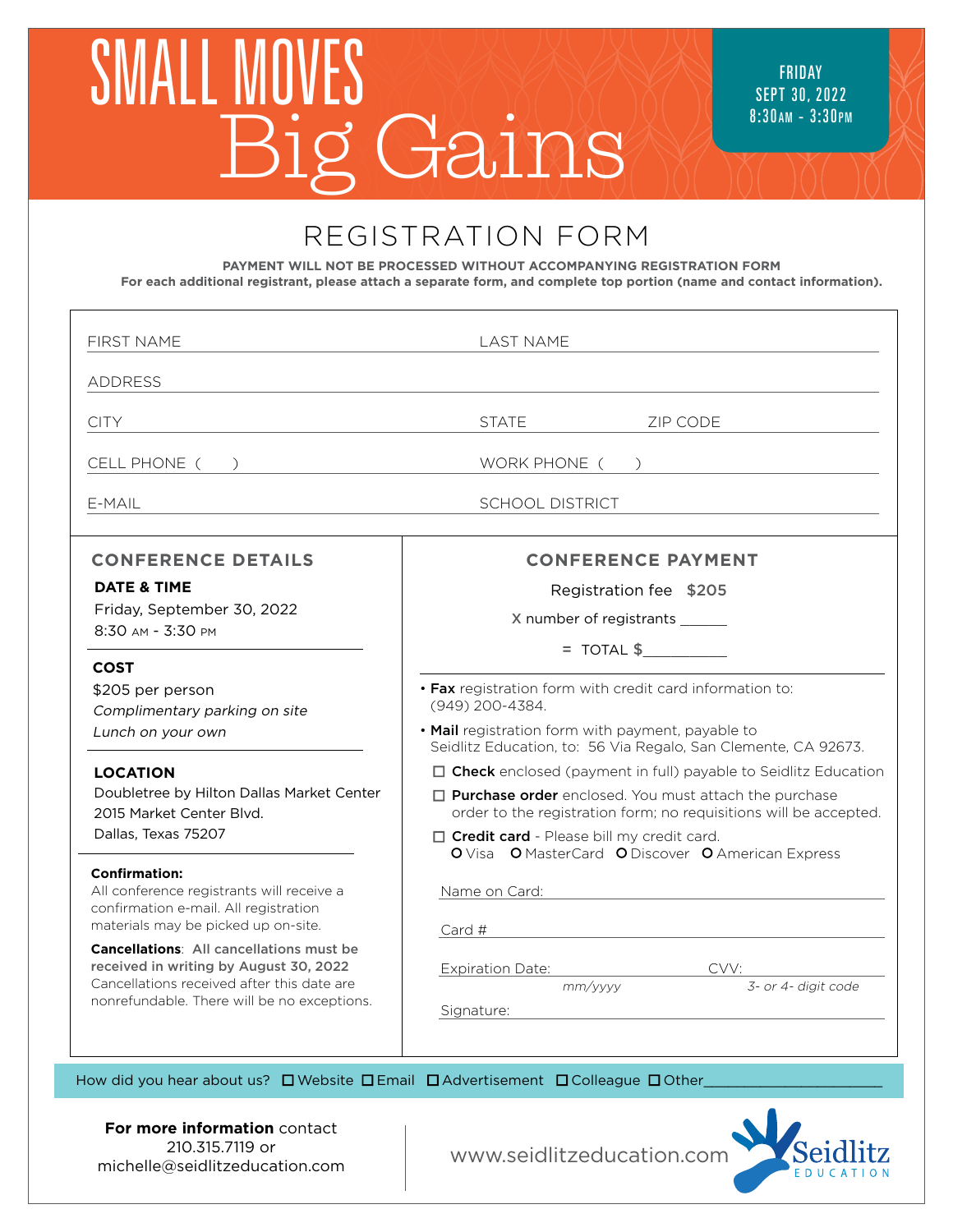# SMALL MOVES Big Gains

**FRIDAY SEPT 30, 2022 8:30AM - 3:30PM**

## REGISTRATION FORM

**PAYMENT WILL NOT BE PROCESSED WITHOUT ACCOMPANYING REGISTRATION FORM**
**For each additional registrant, please attach a separate form, and complete top portion (name and contact information).**

FIRST NAME ____________________ LAST NAME ____________________

ADDRESS ____________________

CITY ____________________ STATE ________ ZIP CODE ________

CELL PHONE (   ) ____________________ WORK PHONE (   ) ____________________

E-MAIL ____________________ SCHOOL DISTRICT ____________________

### CONFERENCE DETAILS

**DATE & TIME**
Friday, September 30, 2022
8:30 AM - 3:30 PM

**COST**
$205 per person
*Complimentary parking on site*
*Lunch on your own*

**LOCATION**
Doubletree by Hilton Dallas Market Center
2015 Market Center Blvd.
Dallas, Texas 75207

**Confirmation:**
All conference registrants will receive a confirmation e-mail. All registration materials may be picked up on-site.

**Cancellations**: **All cancellations must be received in writing by August 30, 2022** Cancellations received after this date are nonrefundable. There will be no exceptions.

### CONFERENCE PAYMENT

Registration fee **$205**

X number of registrants ______

= TOTAL $__________

- **Fax** registration form with credit card information to: (949) 200-4384.
- **Mail** registration form with payment, payable to Seidlitz Education, to: 56 Via Regalo, San Clemente, CA 92673.

☐ **Check** enclosed (payment in full) payable to Seidlitz Education

☐ **Purchase order** enclosed. You must attach the purchase order to the registration form; no requisitions will be accepted.

☐ **Credit card** - Please bill my credit card.
O Visa O MasterCard O Discover O American Express

Name on Card: ____________________

Card # ____________________

Expiration Date: ____________________ CVV: ____________________
*mm/yyyy* *3- or 4- digit code*

Signature: ____________________

How did you hear about us? ☐ Website ☐ Email ☐ Advertisement ☐ Colleague ☐ Other____________________

**For more information** contact
210.315.7119 or
michelle@seidlitzeducation.com

www.seidlitzeducation.com

Seidlitz EDUCATION